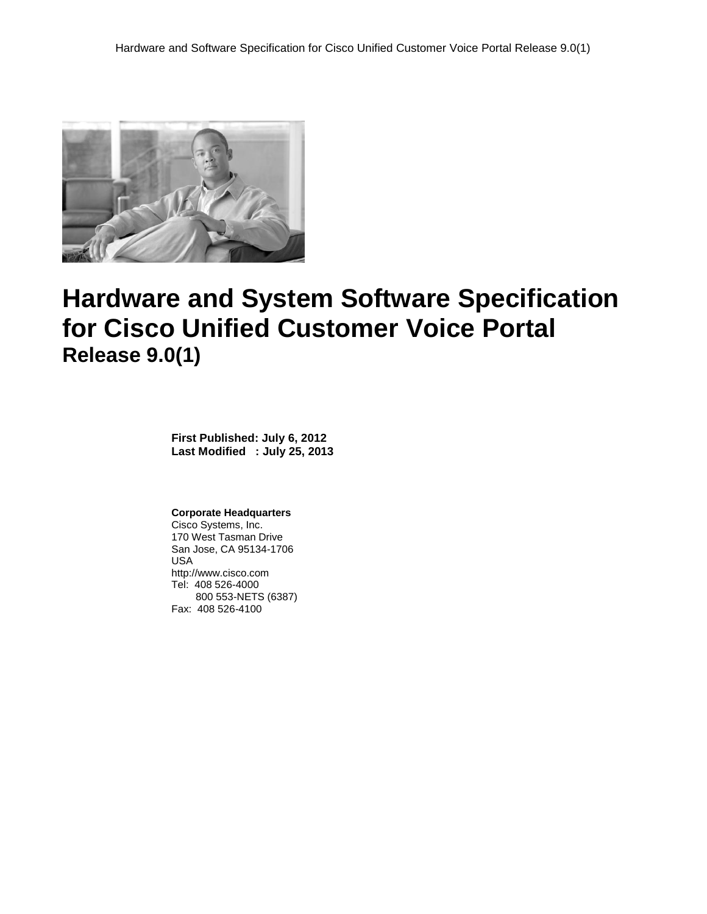# Hardware and System Software Specification for Cisco Unified Customer Voice Portal

## Release 9.0(1)

**First Published: July 6, 2012**
**Last Modified : July 25, 2013**

**Corporate Headquarters**
Cisco Systems, Inc.
170 West Tasman Drive
San Jose, CA 95134-1706
USA
http://www.cisco.com
Tel: 408 526-4000
800 553-NETS (6387)
Fax: 408 526-4100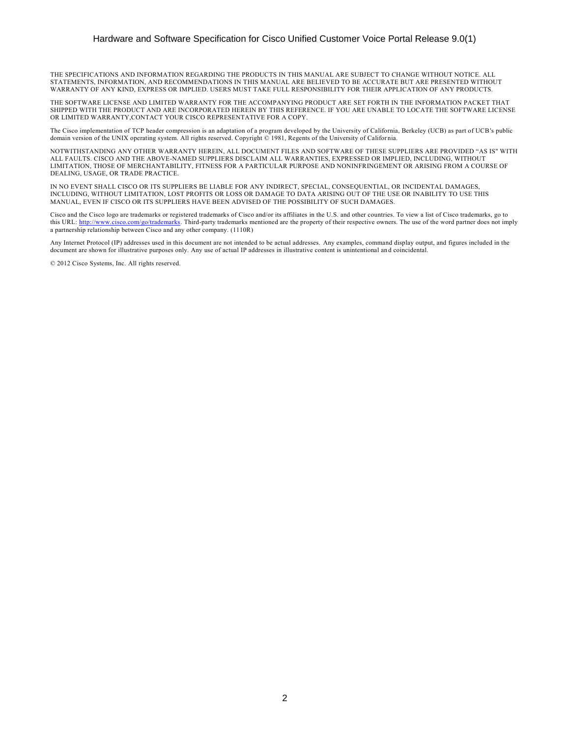THE SPECIFICATIONS AND INFORMATION REGARDING THE PRODUCTS IN THIS MANUAL ARE SUBJECT TO CHANGE WITHOUT NOTICE. ALL STATEMENTS, INFORMATION, AND RECOMMENDATIONS IN THIS MANUAL ARE BELIEVED TO BE ACCURATE BUT ARE PRESENTED WITHOUT WARRANTY OF ANY KIND, EXPRESS OR IMPLIED. USERS MUST TAKE FULL RESPONSIBILITY FOR THEIR APPLICATION OF ANY PRODUCTS.

THE SOFTWARE LICENSE AND LIMITED WARRANTY FOR THE ACCOMPANYING PRODUCT ARE SET FORTH IN THE INFORMATION PACKET THAT SHIPPED WITH THE PRODUCT AND ARE INCORPORATED HEREIN BY THIS REFERENCE. IF YOU ARE UNABLE TO LOCATE THE SOFTWARE LICENSE OR LIMITED WARRANTY,CONTACT YOUR CISCO REPRESENTATIVE FOR A COPY.

The Cisco implementation of TCP header compression is an adaptation of a program developed by the University of California, Berkeley (UCB) as part of UCB's public domain version of the UNIX operating system. All rights reserved. Copyright © 1981, Regents of the University of California.

NOTWITHSTANDING ANY OTHER WARRANTY HEREIN, ALL DOCUMENT FILES AND SOFTWARE OF THESE SUPPLIERS ARE PROVIDED "AS IS" WITH ALL FAULTS. CISCO AND THE ABOVE-NAMED SUPPLIERS DISCLAIM ALL WARRANTIES, EXPRESSED OR IMPLIED, INCLUDING, WITHOUT LIMITATION, THOSE OF MERCHANTABILITY, FITNESS FOR A PARTICULAR PURPOSE AND NONINFRINGEMENT OR ARISING FROM A COURSE OF DEALING, USAGE, OR TRADE PRACTICE.

IN NO EVENT SHALL CISCO OR ITS SUPPLIERS BE LIABLE FOR ANY INDIRECT, SPECIAL, CONSEQUENTIAL, OR INCIDENTAL DAMAGES, INCLUDING, WITHOUT LIMITATION, LOST PROFITS OR LOSS OR DAMAGE TO DATA ARISING OUT OF THE USE OR INABILITY TO USE THIS MANUAL, EVEN IF CISCO OR ITS SUPPLIERS HAVE BEEN ADVISED OF THE POSSIBILITY OF SUCH DAMAGES.

Cisco and the Cisco logo are trademarks or registered trademarks of Cisco and/or its affiliates in the U.S. and other countries. To view a list of Cisco trademarks, go to this URL: http://www.cisco.com/go/trademarks. Third-party trademarks mentioned are the property of their respective owners. The use of the word partner does not imply a partnership relationship between Cisco and any other company. (1110R)

Any Internet Protocol (IP) addresses used in this document are not intended to be actual addresses. Any examples, command display output, and figures included in the document are shown for illustrative purposes only. Any use of actual IP addresses in illustrative content is unintentional and coincidental.

© 2012 Cisco Systems, Inc. All rights reserved.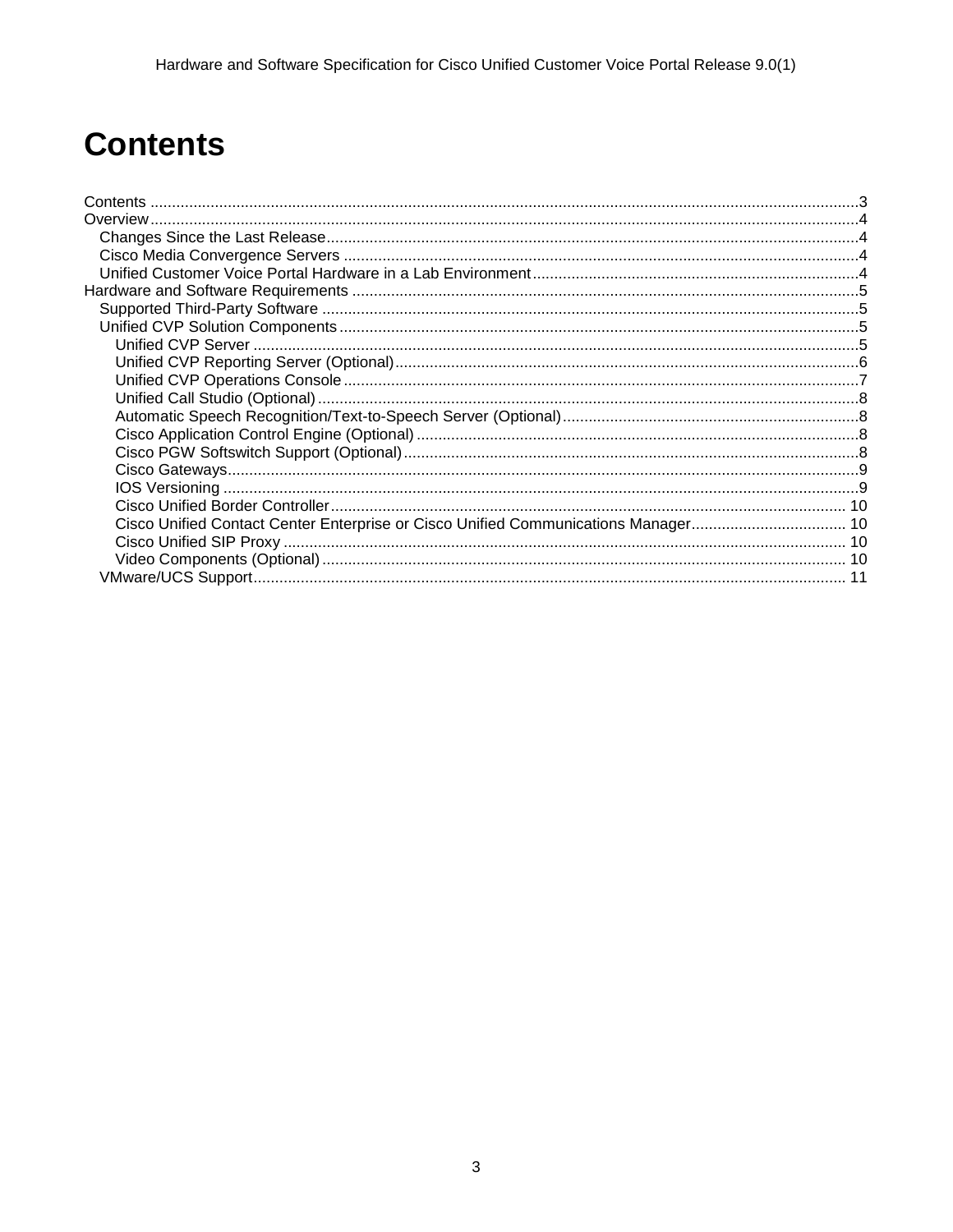# Contents

Contents ....................................................................................................................3
Overview....................................................................................................................4
- Changes Since the Last Release....................................................................................4
- Cisco Media Convergence Servers ..................................................................................4
- Unified Customer Voice Portal Hardware in a Lab Environment....................................................4

Hardware and Software Requirements ..........................................................................5
- Supported Third-Party Software ...................................................................................5
- Unified CVP Solution Components ..................................................................................5
  - Unified CVP Server ...........................................................................................5
  - Unified CVP Reporting Server (Optional).......................................................................6
  - Unified CVP Operations Console ................................................................................7
  - Unified Call Studio (Optional) ...............................................................................8
  - Automatic Speech Recognition/Text-to-Speech Server (Optional).................................................8
  - Cisco Application Control Engine (Optional) ..................................................................8
  - Cisco PGW Softswitch Support (Optional).......................................................................8
  - Cisco Gateways.................................................................................................9
  - IOS Versioning ................................................................................................9
  - Cisco Unified Border Controller..............................................................................10
  - Cisco Unified Contact Center Enterprise or Cisco Unified Communications Manager.............................10
  - Cisco Unified SIP Proxy .....................................................................................10
  - Video Components (Optional) ..................................................................................10
- VMware/UCS Support...............................................................................................11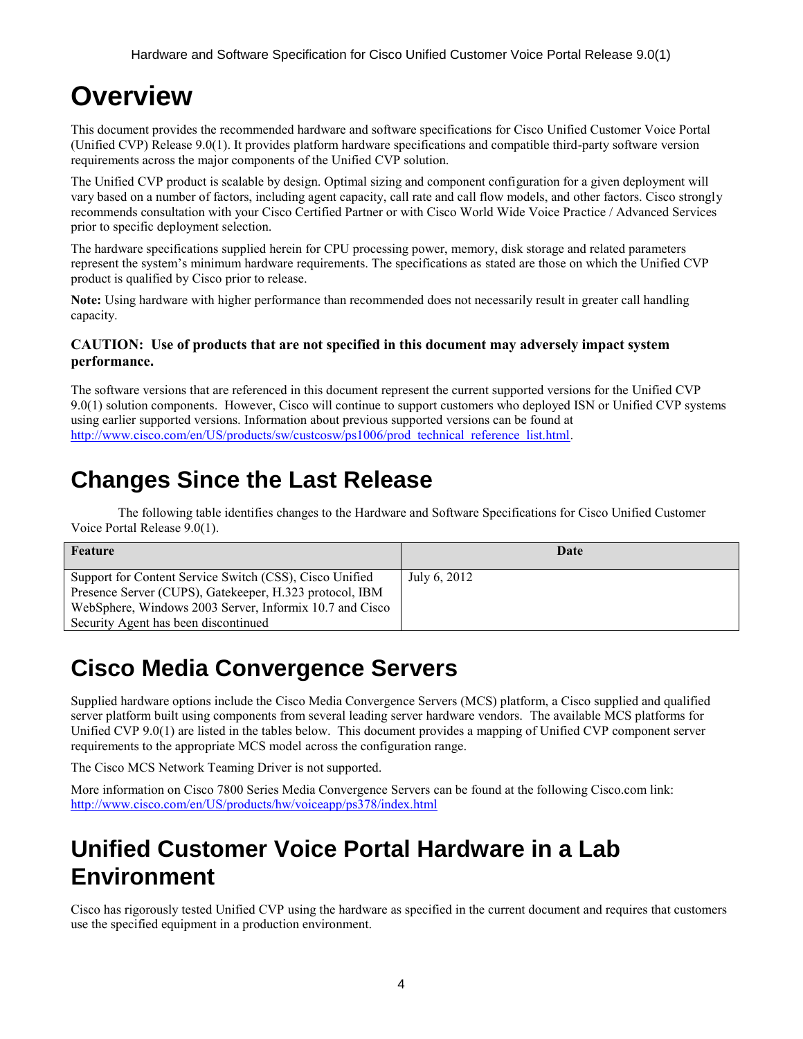# Overview

This document provides the recommended hardware and software specifications for Cisco Unified Customer Voice Portal (Unified CVP) Release 9.0(1). It provides platform hardware specifications and compatible third-party software version requirements across the major components of the Unified CVP solution.

The Unified CVP product is scalable by design. Optimal sizing and component configuration for a given deployment will vary based on a number of factors, including agent capacity, call rate and call flow models, and other factors. Cisco strongly recommends consultation with your Cisco Certified Partner or with Cisco World Wide Voice Practice / Advanced Services prior to specific deployment selection.

The hardware specifications supplied herein for CPU processing power, memory, disk storage and related parameters represent the system's minimum hardware requirements. The specifications as stated are those on which the Unified CVP product is qualified by Cisco prior to release.

**Note:** Using hardware with higher performance than recommended does not necessarily result in greater call handling capacity.

**CAUTION: Use of products that are not specified in this document may adversely impact system performance.**

The software versions that are referenced in this document represent the current supported versions for the Unified CVP 9.0(1) solution components. However, Cisco will continue to support customers who deployed ISN or Unified CVP systems using earlier supported versions. Information about previous supported versions can be found at http://www.cisco.com/en/US/products/sw/custcosw/ps1006/prod_technical_reference_list.html.

# Changes Since the Last Release

The following table identifies changes to the Hardware and Software Specifications for Cisco Unified Customer Voice Portal Release 9.0(1).

| Feature | Date |
| --- | --- |
| Support for Content Service Switch (CSS), Cisco Unified Presence Server (CUPS), Gatekeeper, H.323 protocol, IBM WebSphere, Windows 2003 Server, Informix 10.7 and Cisco Security Agent has been discontinued | July 6, 2012 |

# Cisco Media Convergence Servers

Supplied hardware options include the Cisco Media Convergence Servers (MCS) platform, a Cisco supplied and qualified server platform built using components from several leading server hardware vendors. The available MCS platforms for Unified CVP 9.0(1) are listed in the tables below. This document provides a mapping of Unified CVP component server requirements to the appropriate MCS model across the configuration range.

The Cisco MCS Network Teaming Driver is not supported.

More information on Cisco 7800 Series Media Convergence Servers can be found at the following Cisco.com link: http://www.cisco.com/en/US/products/hw/voiceapp/ps378/index.html

# Unified Customer Voice Portal Hardware in a Lab Environment

Cisco has rigorously tested Unified CVP using the hardware as specified in the current document and requires that customers use the specified equipment in a production environment.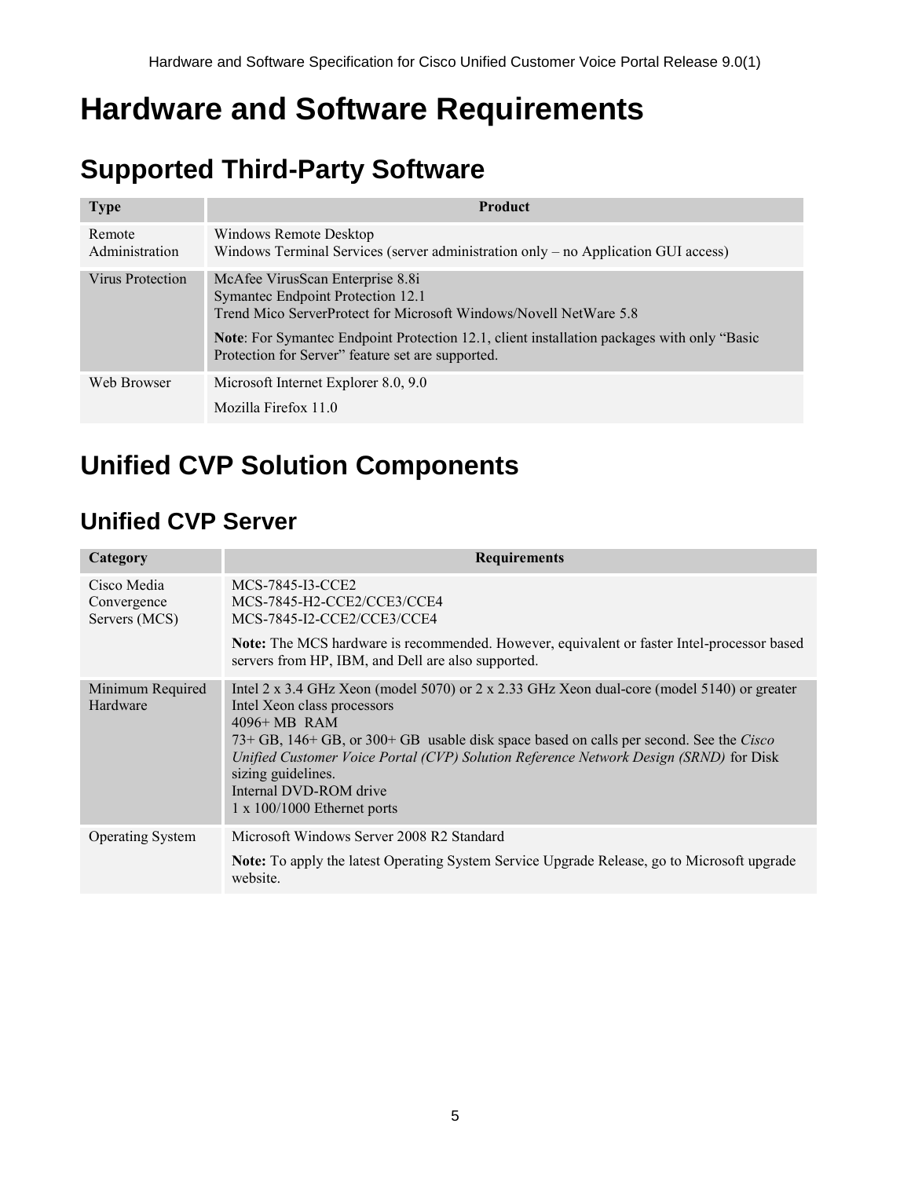# Hardware and Software Requirements

## Supported Third-Party Software

| Type | Product |
|---|---|
| Remote Administration | Windows Remote Desktop<br>Windows Terminal Services (server administration only – no Application GUI access) |
| Virus Protection | McAfee VirusScan Enterprise 8.8i<br>Symantec Endpoint Protection 12.1<br>Trend Mico ServerProtect for Microsoft Windows/Novell NetWare 5.8<br>**Note**: For Symantec Endpoint Protection 12.1, client installation packages with only "Basic Protection for Server" feature set are supported. |
| Web Browser | Microsoft Internet Explorer 8.0, 9.0<br>Mozilla Firefox 11.0 |

## Unified CVP Solution Components

### Unified CVP Server

| Category | Requirements |
|---|---|
| Cisco Media Convergence Servers (MCS) | MCS-7845-I3-CCE2<br>MCS-7845-H2-CCE2/CCE3/CCE4<br>MCS-7845-I2-CCE2/CCE3/CCE4<br>**Note:** The MCS hardware is recommended. However, equivalent or faster Intel-processor based servers from HP, IBM, and Dell are also supported. |
| Minimum Required Hardware | Intel 2 x 3.4 GHz Xeon (model 5070) or 2 x 2.33 GHz Xeon dual-core (model 5140) or greater Intel Xeon class processors<br>4096+ MB RAM<br>73+ GB, 146+ GB, or 300+ GB usable disk space based on calls per second. See the *Cisco Unified Customer Voice Portal (CVP) Solution Reference Network Design (SRND)* for Disk sizing guidelines.<br>Internal DVD-ROM drive<br>1 x 100/1000 Ethernet ports |
| Operating System | Microsoft Windows Server 2008 R2 Standard<br>**Note:** To apply the latest Operating System Service Upgrade Release, go to Microsoft upgrade website. |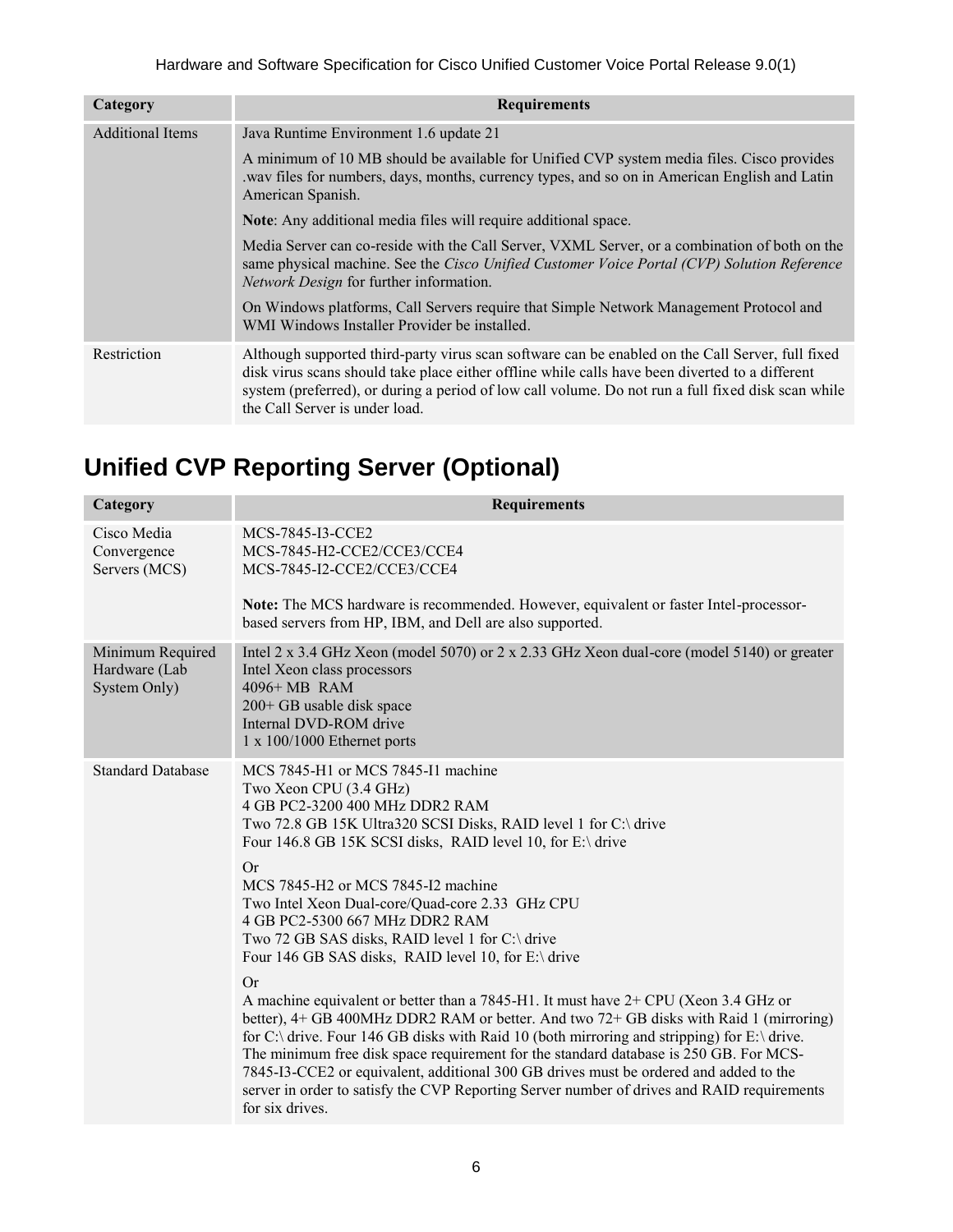| Category | Requirements |
|---|---|
| Additional Items | Java Runtime Environment 1.6 update 21<br><br>A minimum of 10 MB should be available for Unified CVP system media files. Cisco provides .wav files for numbers, days, months, currency types, and so on in American English and Latin American Spanish.<br><br>**Note**: Any additional media files will require additional space.<br><br>Media Server can co-reside with the Call Server, VXML Server, or a combination of both on the same physical machine. See the *Cisco Unified Customer Voice Portal (CVP) Solution Reference Network Design* for further information.<br><br>On Windows platforms, Call Servers require that Simple Network Management Protocol and WMI Windows Installer Provider be installed. |
| Restriction | Although supported third-party virus scan software can be enabled on the Call Server, full fixed disk virus scans should take place either offline while calls have been diverted to a different system (preferred), or during a period of low call volume. Do not run a full fixed disk scan while the Call Server is under load. |

# Unified CVP Reporting Server (Optional)

| Category | Requirements |
|---|---|
| Cisco Media Convergence Servers (MCS) | MCS-7845-I3-CCE2<br>MCS-7845-H2-CCE2/CCE3/CCE4<br>MCS-7845-I2-CCE2/CCE3/CCE4<br><br>**Note:** The MCS hardware is recommended. However, equivalent or faster Intel-processor-based servers from HP, IBM, and Dell are also supported. |
| Minimum Required Hardware (Lab System Only) | Intel 2 x 3.4 GHz Xeon (model 5070) or 2 x 2.33 GHz Xeon dual-core (model 5140) or greater Intel Xeon class processors<br>4096+ MB RAM<br>200+ GB usable disk space<br>Internal DVD-ROM drive<br>1 x 100/1000 Ethernet ports |
| Standard Database | MCS 7845-H1 or MCS 7845-I1 machine<br>Two Xeon CPU (3.4 GHz)<br>4 GB PC2-3200 400 MHz DDR2 RAM<br>Two 72.8 GB 15K Ultra320 SCSI Disks, RAID level 1 for C:\ drive<br>Four 146.8 GB 15K SCSI disks, RAID level 10, for E:\ drive<br><br>Or<br>MCS 7845-H2 or MCS 7845-I2 machine<br>Two Intel Xeon Dual-core/Quad-core 2.33 GHz CPU<br>4 GB PC2-5300 667 MHz DDR2 RAM<br>Two 72 GB SAS disks, RAID level 1 for C:\ drive<br>Four 146 GB SAS disks, RAID level 10, for E:\ drive<br><br>Or<br>A machine equivalent or better than a 7845-H1. It must have 2+ CPU (Xeon 3.4 GHz or better), 4+ GB 400MHz DDR2 RAM or better. And two 72+ GB disks with Raid 1 (mirroring) for C:\ drive. Four 146 GB disks with Raid 10 (both mirroring and stripping) for E:\ drive. The minimum free disk space requirement for the standard database is 250 GB. For MCS-7845-I3-CCE2 or equivalent, additional 300 GB drives must be ordered and added to the server in order to satisfy the CVP Reporting Server number of drives and RAID requirements for six drives. |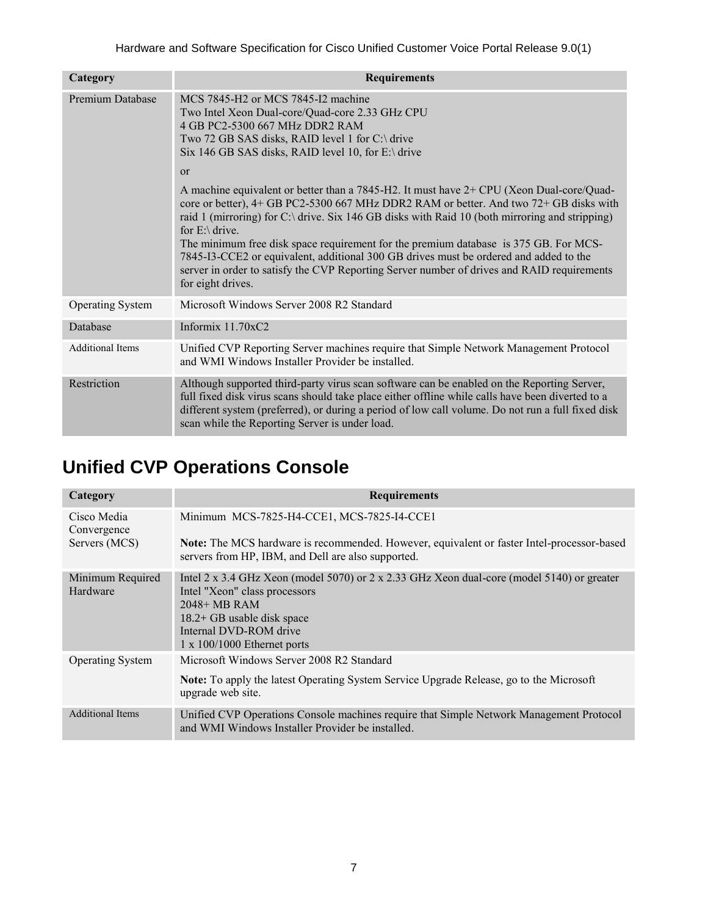| Category | Requirements |
| --- | --- |
| Premium Database | MCS 7845-H2 or MCS 7845-I2 machine<br>Two Intel Xeon Dual-core/Quad-core 2.33 GHz CPU<br>4 GB PC2-5300 667 MHz DDR2 RAM<br>Two 72 GB SAS disks, RAID level 1 for C:\ drive<br>Six 146 GB SAS disks, RAID level 10, for E:\ drive<br><br>or<br><br>A machine equivalent or better than a 7845-H2. It must have 2+ CPU (Xeon Dual-core/Quad-core or better), 4+ GB PC2-5300 667 MHz DDR2 RAM or better. And two 72+ GB disks with raid 1 (mirroring) for C:\ drive. Six 146 GB disks with Raid 10 (both mirroring and stripping) for E:\ drive.<br>The minimum free disk space requirement for the premium database is 375 GB. For MCS-7845-I3-CCE2 or equivalent, additional 300 GB drives must be ordered and added to the server in order to satisfy the CVP Reporting Server number of drives and RAID requirements for eight drives. |
| Operating System | Microsoft Windows Server 2008 R2 Standard |
| Database | Informix 11.70xC2 |
| Additional Items | Unified CVP Reporting Server machines require that Simple Network Management Protocol and WMI Windows Installer Provider be installed. |
| Restriction | Although supported third-party virus scan software can be enabled on the Reporting Server, full fixed disk virus scans should take place either offline while calls have been diverted to a different system (preferred), or during a period of low call volume. Do not run a full fixed disk scan while the Reporting Server is under load. |

## Unified CVP Operations Console

| Category | Requirements |
| --- | --- |
| Cisco Media Convergence Servers (MCS) | Minimum MCS-7825-H4-CCE1, MCS-7825-I4-CCE1<br><br>**Note:** The MCS hardware is recommended. However, equivalent or faster Intel-processor-based servers from HP, IBM, and Dell are also supported. |
| Minimum Required Hardware | Intel 2 x 3.4 GHz Xeon (model 5070) or 2 x 2.33 GHz Xeon dual-core (model 5140) or greater Intel "Xeon" class processors<br>2048+ MB RAM<br>18.2+ GB usable disk space<br>Internal DVD-ROM drive<br>1 x 100/1000 Ethernet ports |
| Operating System | Microsoft Windows Server 2008 R2 Standard<br><br>**Note:** To apply the latest Operating System Service Upgrade Release, go to the Microsoft upgrade web site. |
| Additional Items | Unified CVP Operations Console machines require that Simple Network Management Protocol and WMI Windows Installer Provider be installed. |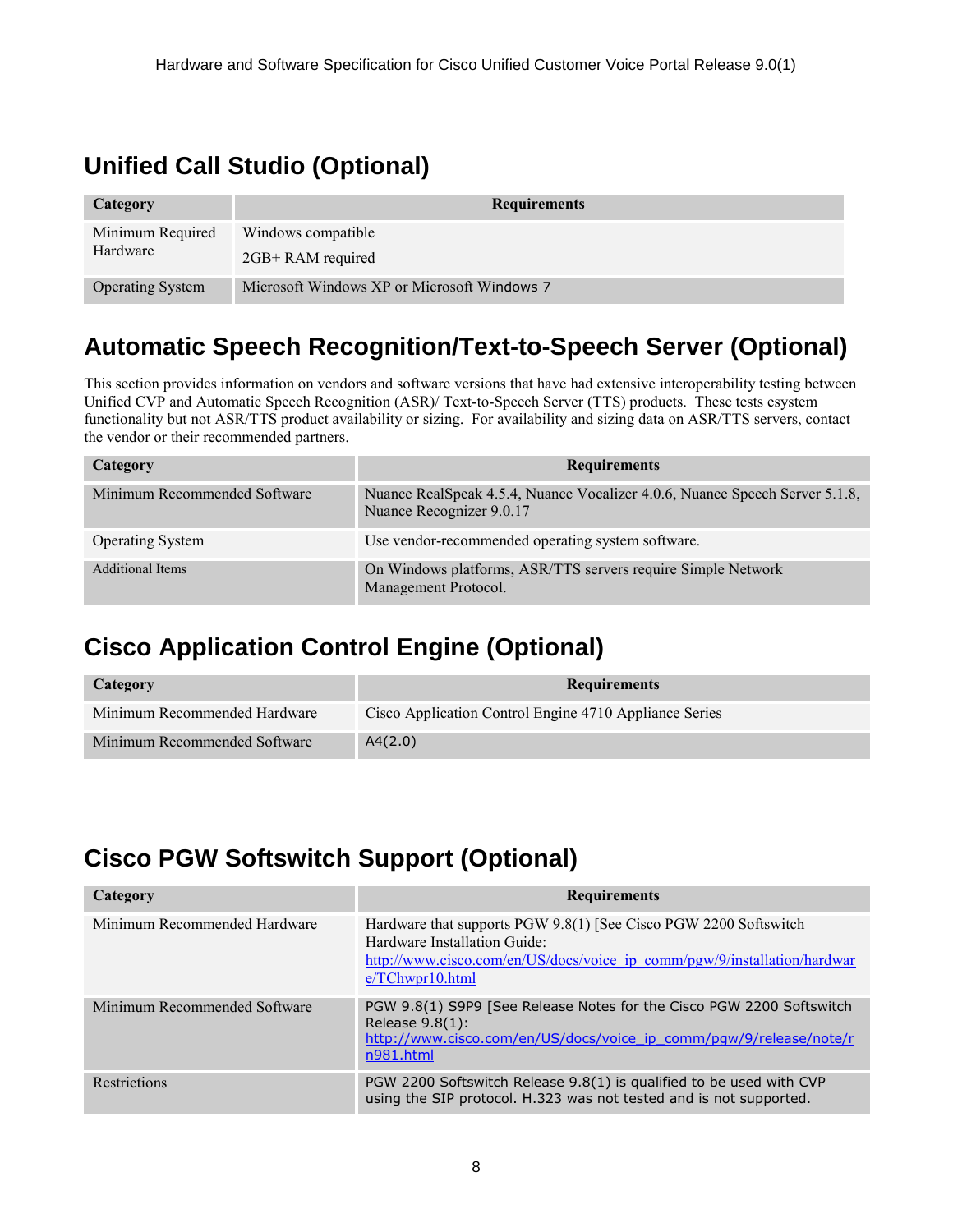## Unified Call Studio (Optional)

| Category | Requirements |
| --- | --- |
| Minimum Required Hardware | Windows compatible<br>2GB+ RAM required |
| Operating System | Microsoft Windows XP or Microsoft Windows 7 |

## Automatic Speech Recognition/Text-to-Speech Server (Optional)

This section provides information on vendors and software versions that have had extensive interoperability testing between Unified CVP and Automatic Speech Recognition (ASR)/ Text-to-Speech Server (TTS) products. These tests esystem functionality but not ASR/TTS product availability or sizing. For availability and sizing data on ASR/TTS servers, contact the vendor or their recommended partners.

| Category | Requirements |
| --- | --- |
| Minimum Recommended Software | Nuance RealSpeak 4.5.4, Nuance Vocalizer 4.0.6, Nuance Speech Server 5.1.8, Nuance Recognizer 9.0.17 |
| Operating System | Use vendor-recommended operating system software. |
| Additional Items | On Windows platforms, ASR/TTS servers require Simple Network Management Protocol. |

## Cisco Application Control Engine (Optional)

| Category | Requirements |
| --- | --- |
| Minimum Recommended Hardware | Cisco Application Control Engine 4710 Appliance Series |
| Minimum Recommended Software | A4(2.0) |

## Cisco PGW Softswitch Support (Optional)

| Category | Requirements |
| --- | --- |
| Minimum Recommended Hardware | Hardware that supports PGW 9.8(1) [See Cisco PGW 2200 Softswitch Hardware Installation Guide: http://www.cisco.com/en/US/docs/voice_ip_comm/pgw/9/installation/hardware/TChwpr10.html |
| Minimum Recommended Software | PGW 9.8(1) S9P9 [See Release Notes for the Cisco PGW 2200 Softswitch Release 9.8(1): http://www.cisco.com/en/US/docs/voice_ip_comm/pgw/9/release/note/rn981.html |
| Restrictions | PGW 2200 Softswitch Release 9.8(1) is qualified to be used with CVP using the SIP protocol. H.323 was not tested and is not supported. |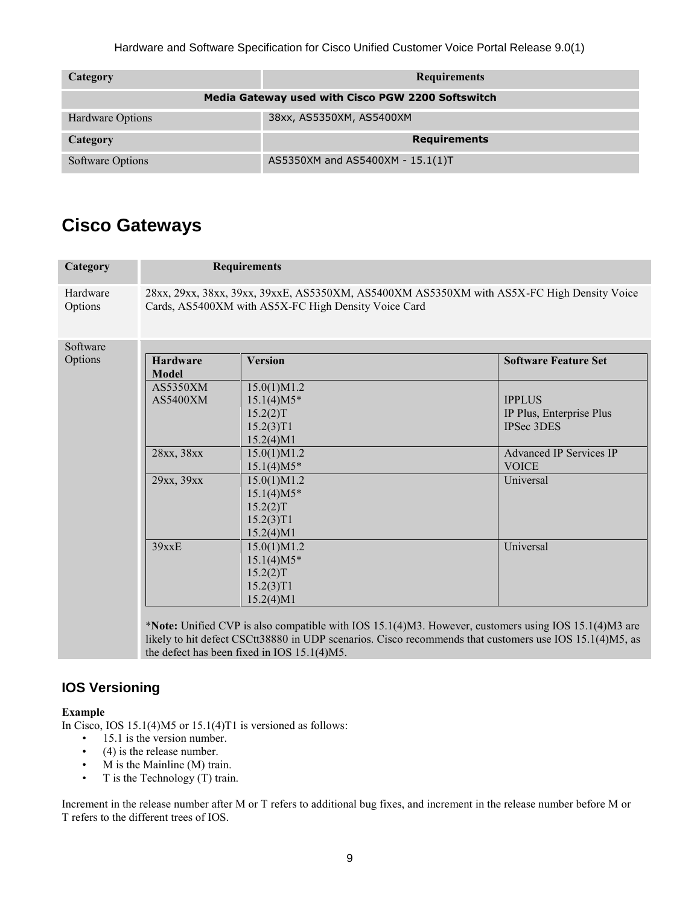| Category | Requirements |
| --- | --- |
| **Media Gateway used with Cisco PGW 2200 Softswitch** | |
| Hardware Options | 38xx, AS5350XM, AS5400XM |
| **Category** | **Requirements** |
| Software Options | AS5350XM and AS5400XM - 15.1(1)T |

# Cisco Gateways

| Category | Requirements |
| --- | --- |
| Hardware Options | 28xx, 29xx, 38xx, 39xx, 39xxE, AS5350XM, AS5400XM AS5350XM with AS5X-FC High Density Voice Cards, AS5400XM with AS5X-FC High Density Voice Card |
| Software Options | See table below |

| Hardware Model | Version | Software Feature Set |
| --- | --- | --- |
| AS5350XM<br>AS5400XM | 15.0(1)M1.2<br>15.1(4)M5*<br>15.2(2)T<br>15.2(3)T1<br>15.2(4)M1 | IPPLUS<br>IP Plus, Enterprise Plus<br>IPSec 3DES |
| 28xx, 38xx | 15.0(1)M1.2<br>15.1(4)M5* | Advanced IP Services IP VOICE |
| 29xx, 39xx | 15.0(1)M1.2<br>15.1(4)M5*<br>15.2(2)T<br>15.2(3)T1<br>15.2(4)M1 | Universal |
| 39xxE | 15.0(1)M1.2<br>15.1(4)M5*<br>15.2(2)T<br>15.2(3)T1<br>15.2(4)M1 | Universal |

***Note:** Unified CVP is also compatible with IOS 15.1(4)M3. However, customers using IOS 15.1(4)M3 are likely to hit defect CSCtt38880 in UDP scenarios. Cisco recommends that customers use IOS 15.1(4)M5, as the defect has been fixed in IOS 15.1(4)M5.

## IOS Versioning

**Example**

In Cisco, IOS 15.1(4)M5 or 15.1(4)T1 is versioned as follows:

- 15.1 is the version number.
- (4) is the release number.
- M is the Mainline (M) train.
- T is the Technology (T) train.

Increment in the release number after M or T refers to additional bug fixes, and increment in the release number before M or T refers to the different trees of IOS.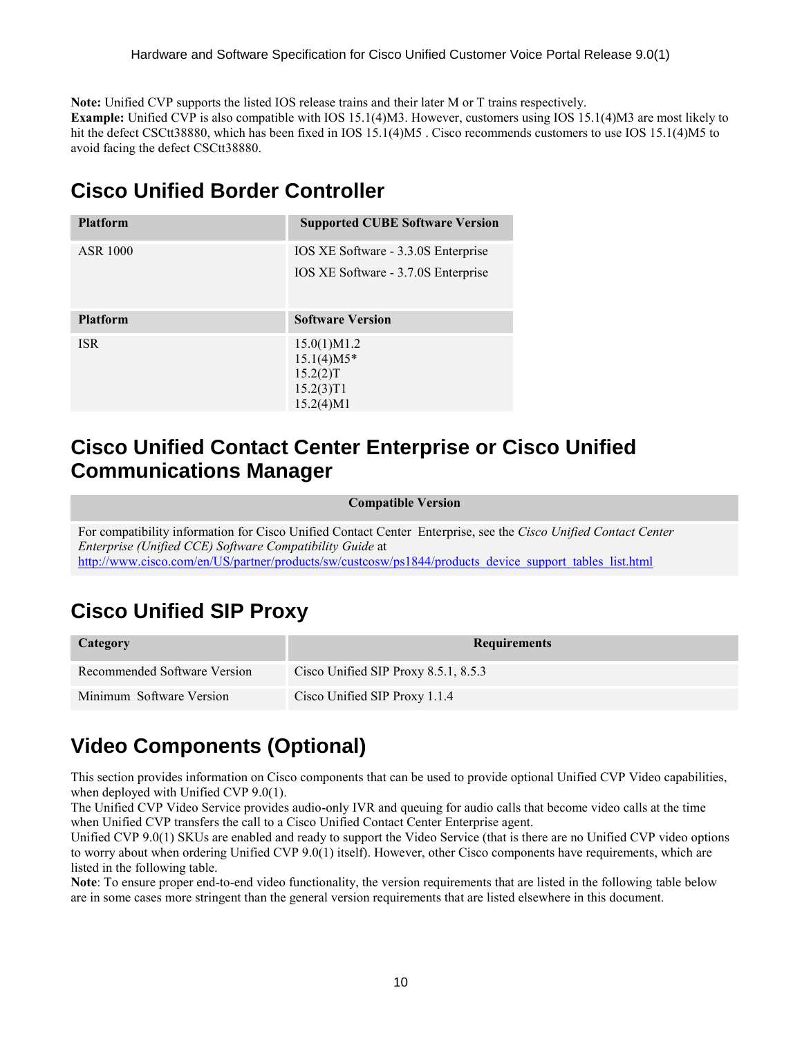**Note:** Unified CVP supports the listed IOS release trains and their later M or T trains respectively.
**Example:** Unified CVP is also compatible with IOS 15.1(4)M3. However, customers using IOS 15.1(4)M3 are most likely to hit the defect CSCtt38880, which has been fixed in IOS 15.1(4)M5 . Cisco recommends customers to use IOS 15.1(4)M5 to avoid facing the defect CSCtt38880.

## Cisco Unified Border Controller

| Platform | Supported CUBE Software Version |
|---|---|
| ASR 1000 | IOS XE Software - 3.3.0S Enterprise<br>IOS XE Software - 3.7.0S Enterprise |
| **Platform** | **Software Version** |
| ISR | 15.0(1)M1.2<br>15.1(4)M5*<br>15.2(2)T<br>15.2(3)T1<br>15.2(4)M1 |

## Cisco Unified Contact Center Enterprise or Cisco Unified Communications Manager

| Compatible Version |
|---|
| For compatibility information for Cisco Unified Contact Center Enterprise, see the *Cisco Unified Contact Center Enterprise (Unified CCE) Software Compatibility Guide* at http://www.cisco.com/en/US/partner/products/sw/custcosw/ps1844/products_device_support_tables_list.html |

## Cisco Unified SIP Proxy

| Category | Requirements |
|---|---|
| Recommended Software Version | Cisco Unified SIP Proxy 8.5.1, 8.5.3 |
| Minimum Software Version | Cisco Unified SIP Proxy 1.1.4 |

## Video Components (Optional)

This section provides information on Cisco components that can be used to provide optional Unified CVP Video capabilities, when deployed with Unified CVP 9.0(1).
The Unified CVP Video Service provides audio-only IVR and queuing for audio calls that become video calls at the time when Unified CVP transfers the call to a Cisco Unified Contact Center Enterprise agent.
Unified CVP 9.0(1) SKUs are enabled and ready to support the Video Service (that is there are no Unified CVP video options to worry about when ordering Unified CVP 9.0(1) itself). However, other Cisco components have requirements, which are listed in the following table.
**Note**: To ensure proper end-to-end video functionality, the version requirements that are listed in the following table below are in some cases more stringent than the general version requirements that are listed elsewhere in this document.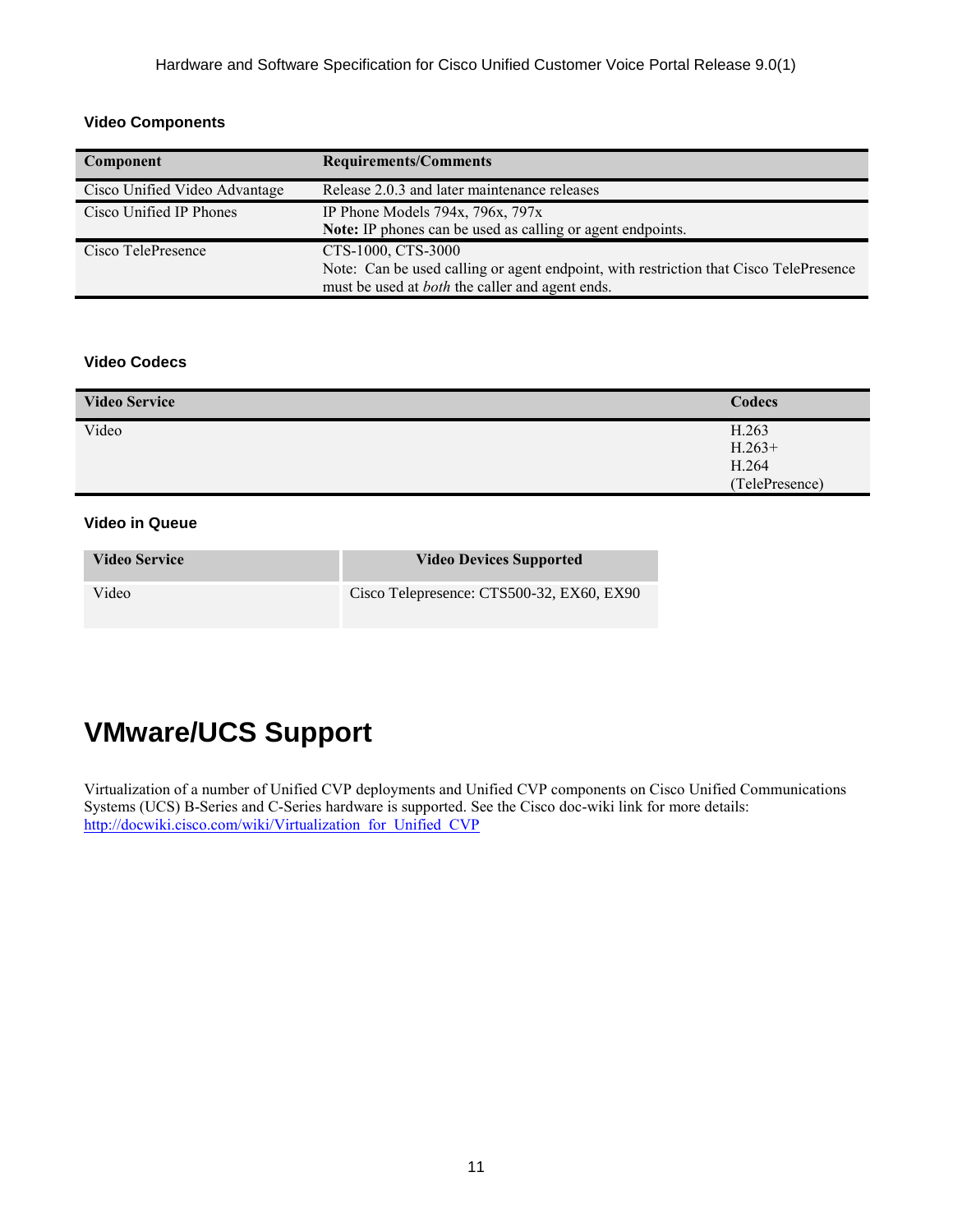### Video Components

| Component | Requirements/Comments |
| --- | --- |
| Cisco Unified Video Advantage | Release 2.0.3 and later maintenance releases |
| Cisco Unified IP Phones | IP Phone Models 794x, 796x, 797x<br>**Note:** IP phones can be used as calling or agent endpoints. |
| Cisco TelePresence | CTS-1000, CTS-3000<br>Note: Can be used calling or agent endpoint, with restriction that Cisco TelePresence must be used at *both* the caller and agent ends. |

### Video Codecs

| Video Service | Codecs |
| --- | --- |
| Video | H.263<br>H.263+<br>H.264<br>(TelePresence) |

### Video in Queue

| Video Service | Video Devices Supported |
| --- | --- |
| Video | Cisco Telepresence: CTS500-32, EX60, EX90 |

# VMware/UCS Support

Virtualization of a number of Unified CVP deployments and Unified CVP components on Cisco Unified Communications Systems (UCS) B-Series and C-Series hardware is supported. See the Cisco doc-wiki link for more details: http://docwiki.cisco.com/wiki/Virtualization_for_Unified_CVP